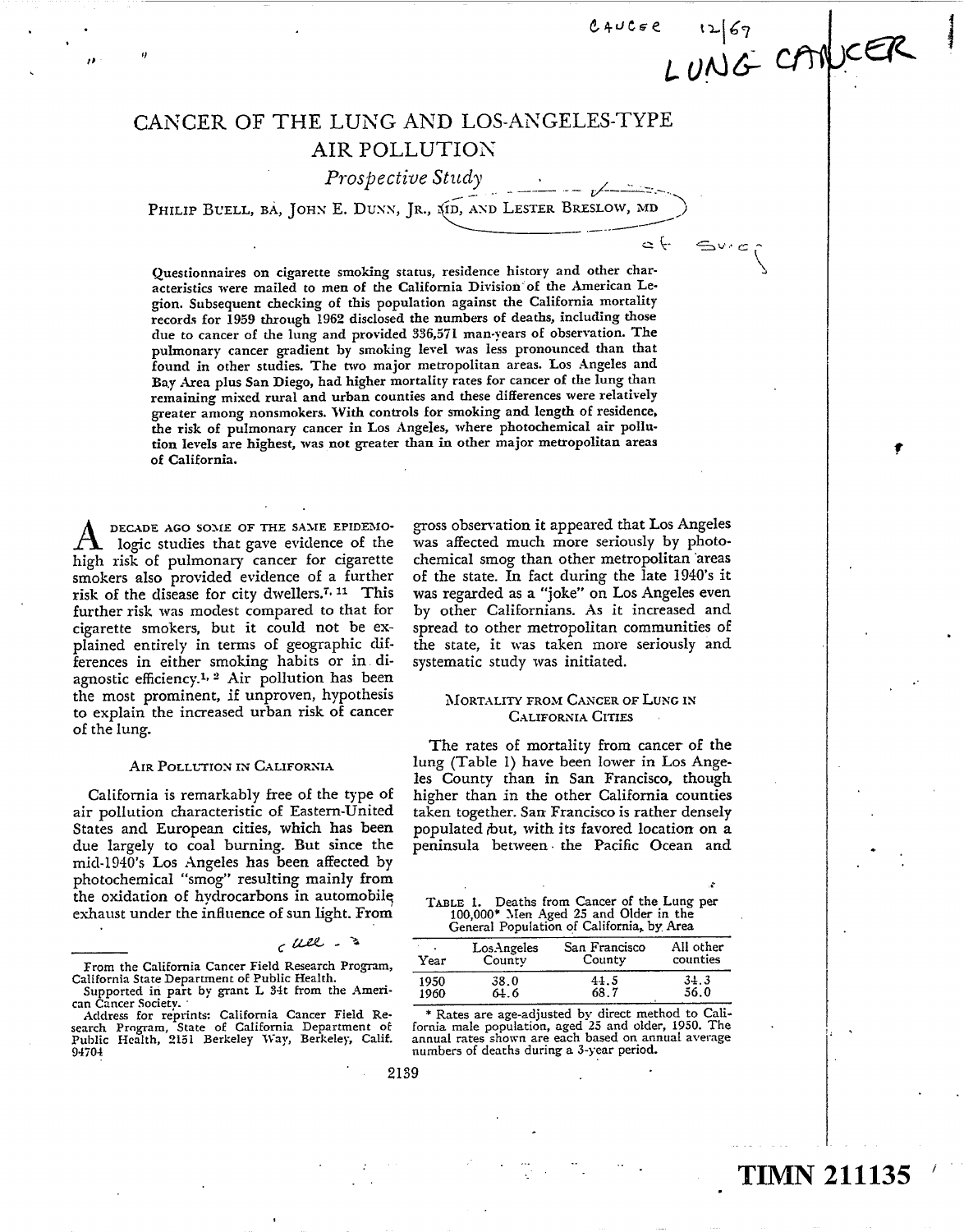# CANCER OF THE LUNG AND LOS-ANGELES-TYPE AIR POLLUTION

## *Prospective Study*

PHILIP BUELL, BA, JOHN E. DUNN, JR., MD, AND LESTER BRESLOW, MD

Questionnaires on cigarette smoking status, residence history and other characteristics were mailed to men of the California Division of the American Legion. Subsequent checking of this population against the California mortality records for 1959 through 1962 disclosed the numbers of deaths, including those due to cancer of the lung and provided 336,571 man-years of observation. The pulmonary cancer gradient by smoking level was less pronounced than that found in other studies. The two major metropolitan areas. Los Angeles and Bay Area plus San Diego, had higher mortality rates for cancer of the lung than remaining mixed rural and urban counties and these differences were relatively greater among nonsmokers. With controls for smoking and length of residence, the risk of pulmonary cancer in Los Angeles, where photochemical air pollution levels are highest, was not greater than in other major metropolitan areas of California.

A DECADE AGO SOME OF THE SAME EPIDEMIOLOGIC studies that gave evidence of the high risk of pulmonary cancer for cigarette smokers also provided evidence of a further risk of the disease for city dwellers.[7, 11] This further risk was modest compared to that for cigarette smokers, but it could not be explained entirely in terms of geographic differences in either smoking habits or in diagnostic efficiency.[1, 2] Air pollution has been the most prominent, if unproven, hypothesis to explain the increased urban risk of cancer of the lung.

### AIR POLLUTION IN CALIFORNIA

California is remarkably free of the type of air pollution characteristic of Eastern-United States and European cities, which has been due largely to coal burning. But since the mid-1940's Los Angeles has been affected by photochemical "smog" resulting mainly from the oxidation of hydrocarbons in automobile exhaust under the influence of sun light. From gross observation it appeared that Los Angeles was affected much more seriously by photochemical smog than other metropolitan areas of the state. In fact during the late 1940's it was regarded as a "joke" on Los Angeles even by other Californians. As it increased and spread to other metropolitan communities of the state, it was taken more seriously and systematic study was initiated.

### MORTALITY FROM CANCER OF LUNG IN CALIFORNIA CITIES

The rates of mortality from cancer of the lung (Table 1) have been lower in Los Angeles County than in San Francisco, though higher than in the other California counties taken together. San Francisco is rather densely populated but, with its favored location on a peninsula between the Pacific Ocean and

TABLE 1. Deaths from Cancer of the Lung per 100,000* Men Aged 25 and Older in the General Population of California, by Area

| Year | Los Angeles County | San Francisco County | All other counties |
|---|---|---|---|
| 1950 | 38.0 | 44.5 | 34.3 |
| 1960 | 64.6 | 68.7 | 56.0 |

\* Rates are age-adjusted by direct method to California male population, aged 25 and older, 1950. The annual rates shown are each based on annual average numbers of deaths during a 3-year period.

From the California Cancer Field Research Program, California State Department of Public Health.

Supported in part by grant L 34t from the American Cancer Society.

Address for reprints: California Cancer Field Research Program, State of California Department of Public Health, 2151 Berkeley Way, Berkeley, Calif. 94704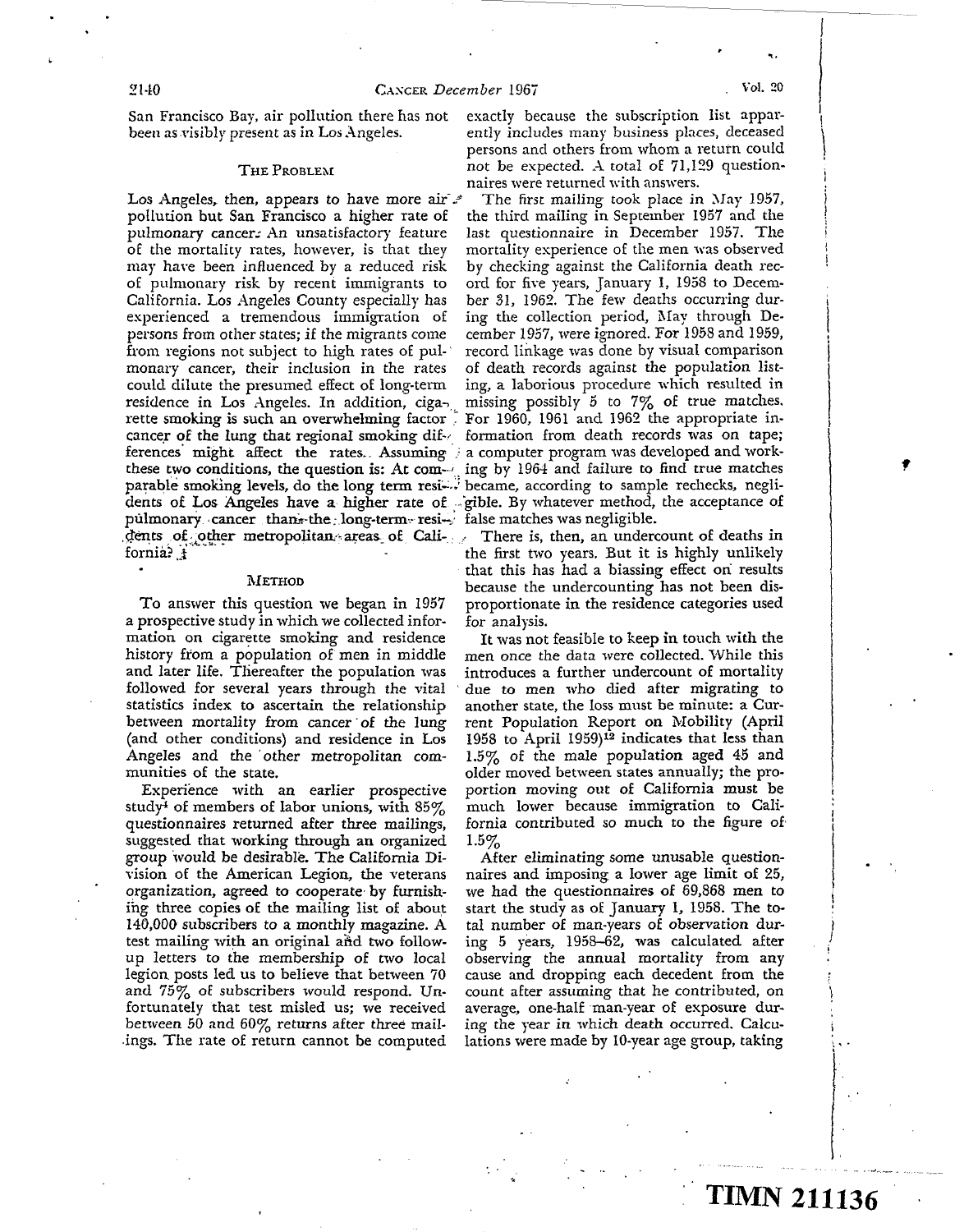San Francisco Bay, air pollution there has not been as visibly present as in Los Angeles.

## The Problem

Los Angeles, then, appears to have more air pollution but San Francisco a higher rate of pulmonary cancer. An unsatisfactory feature of the mortality rates, however, is that they may have been influenced by a reduced risk of pulmonary risk by recent immigrants to California. Los Angeles County especially has experienced a tremendous immigration of persons from other states; if the migrants come from regions not subject to high rates of pulmonary cancer, their inclusion in the rates could dilute the presumed effect of long-term residence in Los Angeles. In addition, cigarette smoking is such an overwhelming factor in cancer of the lung that regional smoking differences might affect the rates. Assuming these two conditions, the question is: At comparable smoking levels, do the long term residents of Los Angeles have a higher rate of pulmonary cancer than the long-term residents of other metropolitan areas of California?

## Method

To answer this question we began in 1957 a prospective study in which we collected information on cigarette smoking and residence history from a population of men in middle and later life. Thereafter the population was followed for several years through the vital statistics index to ascertain the relationship between mortality from cancer of the lung (and other conditions) and residence in Los Angeles and the other metropolitan communities of the state.

Experience with an earlier prospective study[4] of members of labor unions, with 85% questionnaires returned after three mailings, suggested that working through an organized group would be desirable. The California Division of the American Legion, the veterans organization, agreed to cooperate by furnishing three copies of the mailing list of about 140,000 subscribers to a monthly magazine. A test mailing with an original and two follow-up letters to the membership of two local legion posts led us to believe that between 70 and 75% of subscribers would respond. Unfortunately that test misled us; we received between 50 and 60% returns after three mailings. The rate of return cannot be computed exactly because the subscription list apparently includes many business places, deceased persons and others from whom a return could not be expected. A total of 71,129 questionnaires were returned with answers.

The first mailing took place in May 1957, the third mailing in September 1957 and the last questionnaire in December 1957. The mortality experience of the men was observed by checking against the California death record for five years, January 1, 1958 to December 31, 1962. The few deaths occurring during the collection period, May through December 1957, were ignored. For 1958 and 1959, record linkage was done by visual comparison of death records against the population listing, a laborious procedure which resulted in missing possibly 5 to 7% of true matches. For 1960, 1961 and 1962 the appropriate information from death records was on tape; a computer program was developed and working by 1964 and failure to find true matches became, according to sample rechecks, negligible. By whatever method, the acceptance of false matches was negligible.

There is, then, an undercount of deaths in the first two years. But it is highly unlikely that this has had a biassing effect on results because the undercounting has not been disproportionate in the residence categories used for analysis.

It was not feasible to keep in touch with the men once the data were collected. While this introduces a further undercount of mortality due to men who died after migrating to another state, the loss must be minute: a Current Population Report on Mobility (April 1958 to April 1959)[12] indicates that less than 1.5% of the male population aged 45 and older moved between states annually; the proportion moving out of California must be much lower because immigration to California contributed so much to the figure of 1.5%

After eliminating some unusable questionnaires and imposing a lower age limit of 25, we had the questionnaires of 69,868 men to start the study as of January 1, 1958. The total number of man-years of observation during 5 years, 1958–62, was calculated after observing the annual mortality from any cause and dropping each decedent from the count after assuming that he contributed, on average, one-half man-year of exposure during the year in which death occurred. Calculations were made by 10-year age group, taking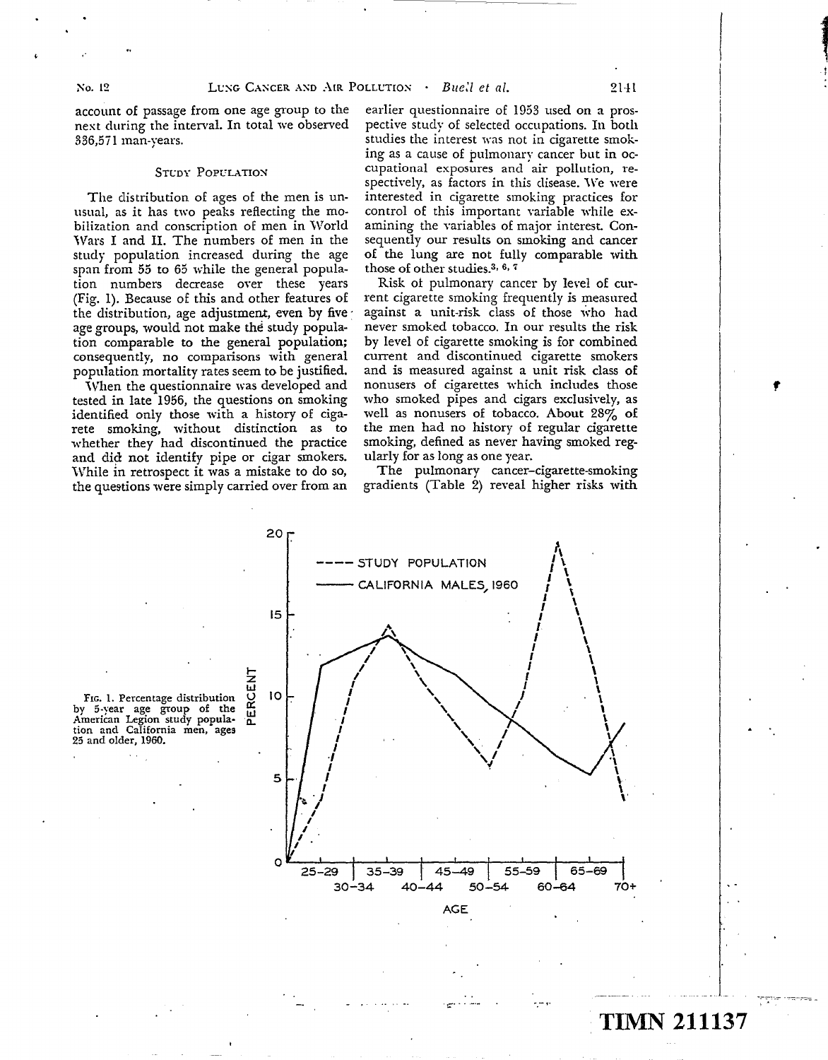account of passage from one age group to the next during the interval. In total we observed 336,571 man-years.

## Study Population

The distribution of ages of the men is unusual, as it has two peaks reflecting the mobilization and conscription of men in World Wars I and II. The numbers of men in the study population increased during the age span from 55 to 65 while the general population numbers decrease over these years (Fig. 1). Because of this and other features of the distribution, age adjustment, even by five age groups, would not make the study population comparable to the general population; consequently, no comparisons with general population mortality rates seem to be justified.

When the questionnaire was developed and tested in late 1956, the questions on smoking identified only those with a history of cigarete smoking, without distinction as to whether they had discontinued the practice and did not identify pipe or cigar smokers. While in retrospect it was a mistake to do so, the questions were simply carried over from an earlier questionnaire of 1953 used on a prospective study of selected occupations. In both studies the interest was not in cigarette smoking as a cause of pulmonary cancer but in occupational exposures and air pollution, respectively, as factors in this disease. We were interested in cigarette smoking practices for control of this important variable while examining the variables of major interest. Consequently our results on smoking and cancer of the lung are not fully comparable with those of other studies.[3, 6, 7]

Risk of pulmonary cancer by level of current cigarette smoking frequently is measured against a unit-risk class of those who had never smoked tobacco. In our results the risk by level of cigarette smoking is for combined current and discontinued cigarette smokers and is measured against a unit risk class of nonusers of cigarettes which includes those who smoked pipes and cigars exclusively, as well as nonusers of tobacco. About 28% of the men had no history of regular cigarette smoking, defined as never having smoked regularly for as long as one year.

The pulmonary cancer-cigarette-smoking gradients (Table 2) reveal higher risks with

Fig. 1. Percentage distribution by 5-year age group of the American Legion study population and California men, ages 25 and older, 1960.

TIMN 211137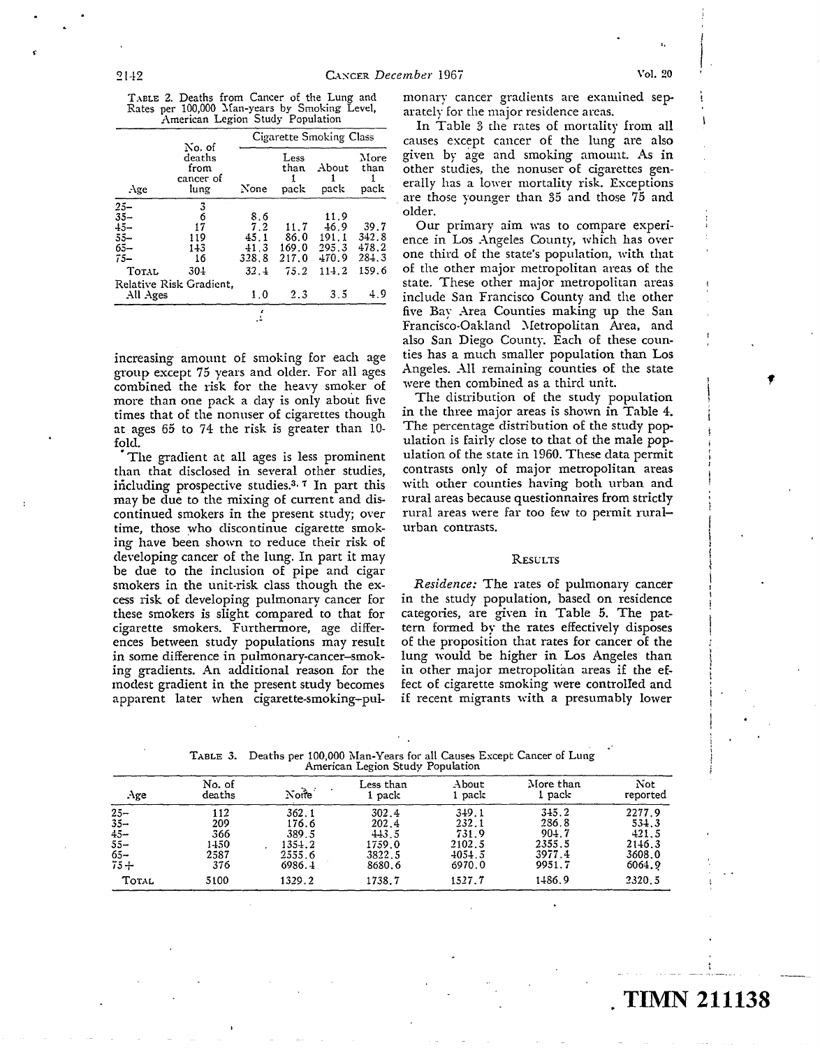TABLE 2. Deaths from Cancer of the Lung and Rates per 100,000 Man-years by Smoking Level, American Legion Study Population

| Age | No. of deaths from cancer of lung | Cigarette Smoking Class | | | |
|---|---|---|---|---|---|
| | | None | Less than 1 pack | About 1 pack | More than 1 pack |
| 25– | 3 | | | | |
| 35– | 6 | 8.6 | | 11.9 | |
| 45– | 17 | 7.2 | 11.7 | 46.9 | 39.7 |
| 55– | 119 | 45.1 | 86.0 | 191.1 | 342.8 |
| 65– | 143 | 41.3 | 169.0 | 295.3 | 478.2 |
| 75– | 16 | 328.8 | 217.0 | 470.9 | 284.3 |
| TOTAL | 304 | 32.4 | 75.2 | 114.2 | 159.6 |
| Relative Risk Gradient, All Ages | | 1.0 | 2.3 | 3.5 | 4.9 |

increasing amount of smoking for each age group except 75 years and older. For all ages combined the risk for the heavy smoker of more than one pack a day is only about five times that of the nonuser of cigarettes though at ages 65 to 74 the risk is greater than 10-fold.

The gradient at all ages is less prominent than that disclosed in several other studies, including prospective studies.[3,7] In part this may be due to the mixing of current and discontinued smokers in the present study; over time, those who discontinue cigarette smoking have been shown to reduce their risk of developing cancer of the lung. In part it may be due to the inclusion of pipe and cigar smokers in the unit-risk class though the excess risk of developing pulmonary cancer for these smokers is slight compared to that for cigarette smokers. Furthermore, age differences between study populations may result in some difference in pulmonary-cancer–smoking gradients. An additional reason for the modest gradient in the present study becomes apparent later when cigarette-smoking–pulmonary cancer gradients are examined separately for the major residence areas.

In Table 3 the rates of mortality from all causes except cancer of the lung are also given by age and smoking amount. As in other studies, the nonuser of cigarettes generally has a lower mortality risk. Exceptions are those younger than 35 and those 75 and older.

Our primary aim was to compare experience in Los Angeles County, which has over one third of the state's population, with that of the other major metropolitan areas of the state. These other major metropolitan areas include San Francisco County and the other five Bay Area Counties making up the San Francisco-Oakland Metropolitan Area, and also San Diego County. Each of these counties has a much smaller population than Los Angeles. All remaining counties of the state were then combined as a third unit.

The distribution of the study population in the three major areas is shown in Table 4. The percentage distribution of the study population is fairly close to that of the male population of the state in 1960. These data permit contrasts only of major metropolitan areas with other counties having both urban and rural areas because questionnaires from strictly rural areas were far too few to permit rural–urban contrasts.

## RESULTS

*Residence:* The rates of pulmonary cancer in the study population, based on residence categories, are given in Table 5. The pattern formed by the rates effectively disposes of the proposition that rates for cancer of the lung would be higher in Los Angeles than in other major metropolitan areas if the effect of cigarette smoking were controlled and if recent migrants with a presumably lower

TABLE 3. Deaths per 100,000 Man-Years for all Causes Except Cancer of Lung American Legion Study Population

| Age | No. of deaths | None | Less than 1 pack | About 1 pack | More than 1 pack | Not reported |
|---|---|---|---|---|---|---|
| 25– | 112 | 362.1 | 302.4 | 349.1 | 345.2 | 2277.9 |
| 35– | 209 | 176.6 | 202.4 | 232.1 | 286.8 | 534.3 |
| 45– | 366 | 389.5 | 443.5 | 731.9 | 904.7 | 421.5 |
| 55– | 1450 | 1354.2 | 1759.0 | 2102.5 | 2355.5 | 2146.3 |
| 65– | 2587 | 2555.6 | 3822.5 | 4054.5 | 3977.4 | 3608.0 |
| 75+ | 376 | 6986.4 | 8680.6 | 6970.0 | 9951.7 | 6064.9 |
| TOTAL | 5100 | 1329.2 | 1738.7 | 1527.7 | 1486.9 | 2320.5 |

TIMN 211138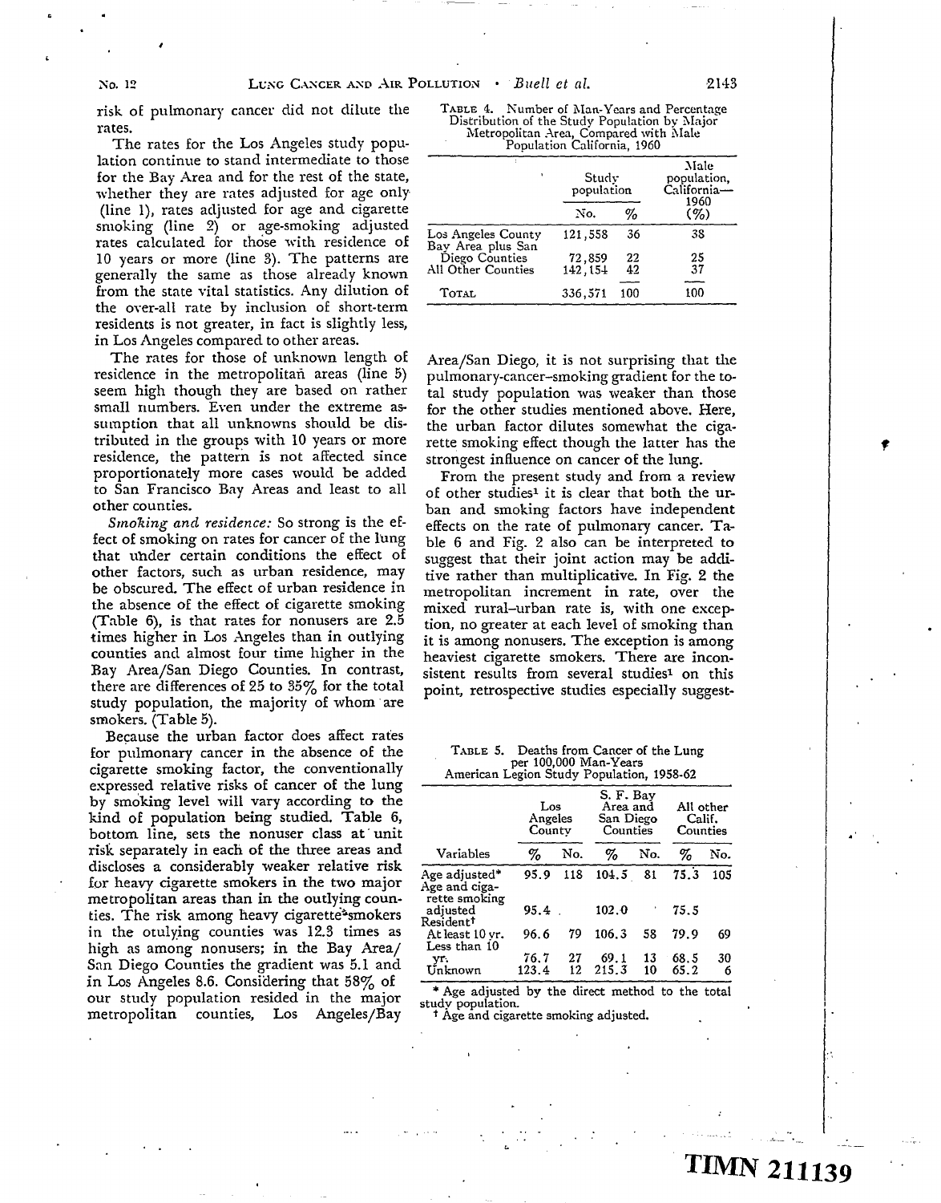risk of pulmonary cancer did not dilute the rates.

The rates for the Los Angeles study population continue to stand intermediate to those for the Bay Area and for the rest of the state, whether they are rates adjusted for age only (line 1), rates adjusted for age and cigarette smoking (line 2) or age-smoking adjusted rates calculated for those with residence of 10 years or more (line 3). The patterns are generally the same as those already known from the state vital statistics. Any dilution of the over-all rate by inclusion of short-term residents is not greater, in fact is slightly less, in Los Angeles compared to other areas.

The rates for those of unknown length of residence in the metropolitan areas (line 5) seem high though they are based on rather small numbers. Even under the extreme assumption that all unknowns should be distributed in the groups with 10 years or more residence, the pattern is not affected since proportionately more cases would be added to San Francisco Bay Areas and least to all other counties.

*Smoking and residence:* So strong is the effect of smoking on rates for cancer of the lung that under certain conditions the effect of other factors, such as urban residence, may be obscured. The effect of urban residence in the absence of the effect of cigarette smoking (Table 6), is that rates for nonusers are 2.5 times higher in Los Angeles than in outlying counties and almost four time higher in the Bay Area/San Diego Counties. In contrast, there are differences of 25 to 35% for the total study population, the majority of whom are smokers. (Table 5).

Because the urban factor does affect rates for pulmonary cancer in the absence of the cigarette smoking factor, the conventionally expressed relative risks of cancer of the lung by smoking level will vary according to the kind of population being studied. Table 6, bottom line, sets the nonuser class at unit risk separately in each of the three areas and discloses a considerably weaker relative risk for heavy cigarette smokers in the two major metropolitan areas than in the outlying counties. The risk among heavy cigarette-smokers in the otulying counties was 12.3 times as high as among nonusers; in the Bay Area/San Diego Counties the gradient was 5.1 and in Los Angeles 8.6. Considering that 58% of our study population resided in the major metropolitan counties, Los Angeles/Bay Area/San Diego, it is not surprising that the pulmonary-cancer-smoking gradient for the total study population was weaker than those for the other studies mentioned above. Here, the urban factor dilutes somewhat the cigarette smoking effect though the latter has the strongest influence on cancer of the lung.

From the present study and from a review of other studies[1] it is clear that both the urban and smoking factors have independent effects on the rate of pulmonary cancer. Table 6 and Fig. 2 also can be interpreted to suggest that their joint action may be additive rather than multiplicative. In Fig. 2 the metropolitan increment in rate, over the mixed rural-urban rate is, with one exception, no greater at each level of smoking than it is among nonusers. The exception is among heaviest cigarette smokers. There are inconsistent results from several studies[1] on this point, retrospective studies especially suggest-

TABLE 4. Number of Man-Years and Percentage Distribution of the Study Population by Major Metropolitan Area, Compared with Male Population California, 1960

| | Study population | | Male population, California—1960 |
|---|---|---|---|
| | No. | % | (%) |
| Los Angeles County | 121,558 | 36 | 38 |
| Bay Area plus San Diego Counties | 72,859 | 22 | 25 |
| All Other Counties | 142,154 | 42 | 37 |
| TOTAL | 336,571 | 100 | 100 |

TABLE 5. Deaths from Cancer of the Lung per 100,000 Man-Years American Legion Study Population, 1958-62

| | Los Angeles County | | S. F. Bay Area and San Diego Counties | | All other Calif. Counties | |
|---|---|---|---|---|---|---|
| Variables | % | No. | % | No. | % | No. |
| Age adjusted* | 95.9 | 118 | 104.5 | 81 | 75.3 | 105 |
| Age and cigarette smoking adjusted | 95.4 | | 102.0 | | 75.5 | |
| Resident† | | | | | | |
| At least 10 yr. | 96.6 | 79 | 106.3 | 58 | 79.9 | 69 |
| Less than 10 yr. | 76.7 | 27 | 69.1 | 13 | 68.5 | 30 |
| Unknown | 123.4 | 12 | 215.3 | 10 | 65.2 | 6 |

\* Age adjusted by the direct method to the total study population.
† Age and cigarette smoking adjusted.

TIMN 211139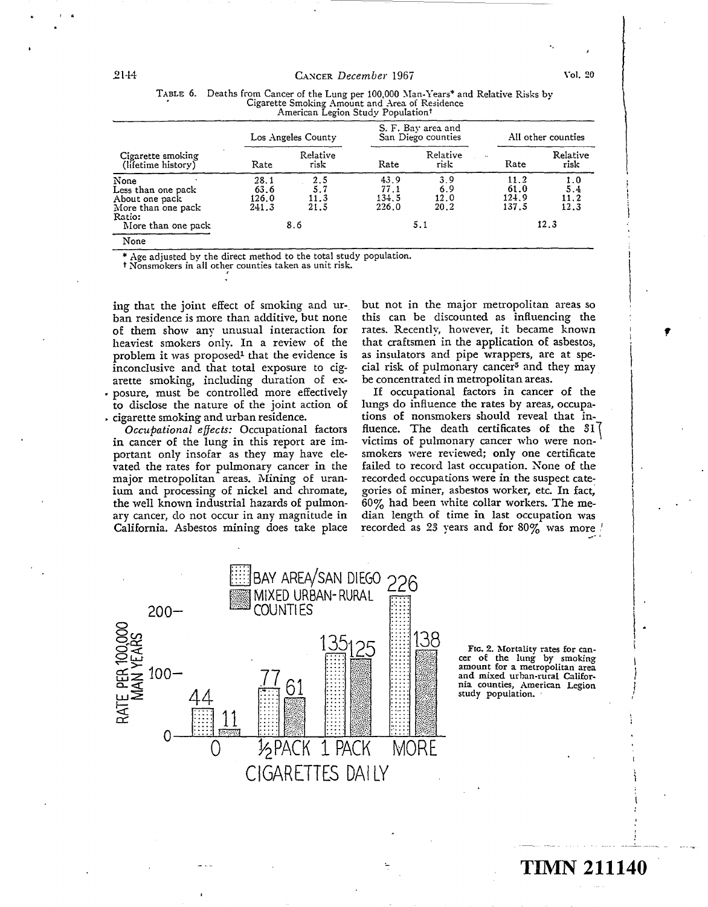TABLE 6. Deaths from Cancer of the Lung per 100,000 Man-Years* and Relative Risks by Cigarette Smoking Amount and Area of Residence American Legion Study Population†

| Cigarette smoking (lifetime history) | Los Angeles County | | S. F. Bay area and San Diego counties | | All other counties | |
|---|---|---|---|---|---|---|
| | Rate | Relative risk | Rate | Relative risk | Rate | Relative risk |
| None | 28.1 | 2.5 | 43.9 | 3.9 | 11.2 | 1.0 |
| Less than one pack | 63.6 | 5.7 | 77.1 | 6.9 | 61.0 | 5.4 |
| About one pack | 126.0 | 11.3 | 134.5 | 12.0 | 124.9 | 11.2 |
| More than one pack | 241.3 | 21.5 | 226.0 | 20.2 | 137.5 | 12.3 |
| Ratio: More than one pack / None | 8.6 | | 5.1 | | 12.3 | |

\* Age adjusted by the direct method to the total study population.
† Nonsmokers in all other counties taken as unit risk.

ing that the joint effect of smoking and urban residence is more than additive, but none of them show any unusual interaction for heaviest smokers only. In a review of the problem it was proposed[1] that the evidence is inconclusive and that total exposure to cigarette smoking, including duration of exposure, must be controlled more effectively to disclose the nature of the joint action of cigarette smoking and urban residence.

*Occupational effects:* Occupational factors in cancer of the lung in this report are important only insofar as they may have elevated the rates for pulmonary cancer in the major metropolitan areas. Mining of uranium and processing of nickel and chromate, the well known industrial hazards of pulmonary cancer, do not occur in any magnitude in California. Asbestos mining does take place but not in the major metropolitan areas so this can be discounted as influencing the rates. Recently, however, it became known that craftsmen in the application of asbestos, as insulators and pipe wrappers, are at special risk of pulmonary cancer[5] and they may be concentrated in metropolitan areas.

If occupational factors in cancer of the lungs do influence the rates by areas, occupations of nonsmokers should reveal that influence. The death certificates of the 31 victims of pulmonary cancer who were nonsmokers were reviewed; only one certificate failed to record last occupation. None of the recorded occupations were in the suspect categories of miner, asbestos worker, etc. In fact, 60% had been white collar workers. The median length of time in last occupation was recorded as 23 years and for 80% was more

FIG. 2. Mortality rates for cancer of the lung by smoking amount for a metropolitan area and mixed urban-rural California counties, American Legion study population.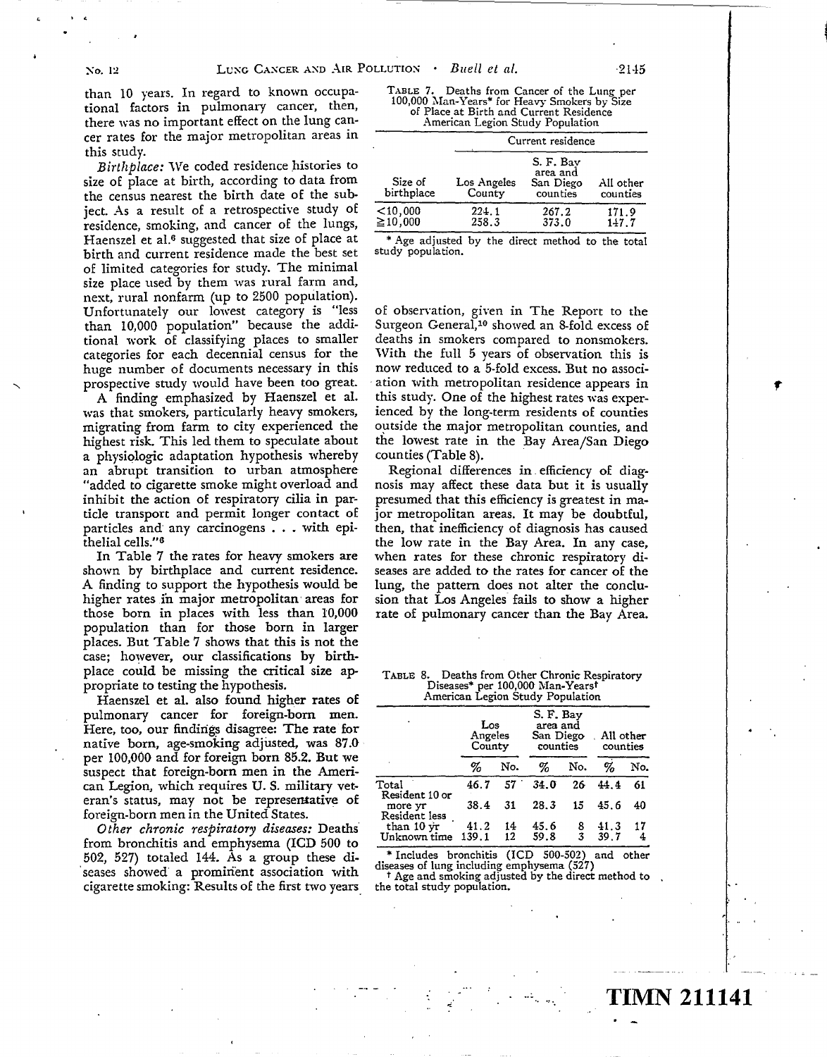than 10 years. In regard to known occupational factors in pulmonary cancer, then, there was no important effect on the lung cancer rates for the major metropolitan areas in this study.

*Birthplace:* We coded residence histories to size of place at birth, according to data from the census nearest the birth date of the subject. As a result of a retrospective study of residence, smoking, and cancer of the lungs, Haenszel et al.[6] suggested that size of place at birth and current residence made the best set of limited categories for study. The minimal size place used by them was rural farm and, next, rural nonfarm (up to 2500 population). Unfortunately our lowest category is "less than 10,000 population" because the additional work of classifying places to smaller categories for each decennial census for the huge number of documents necessary in this prospective study would have been too great.

A finding emphasized by Haenszel et al. was that smokers, particularly heavy smokers, migrating from farm to city experienced the highest risk. This led them to speculate about a physiologic adaptation hypothesis whereby an abrupt transition to urban atmosphere "added to cigarette smoke might overload and inhibit the action of respiratory cilia in particle transport and permit longer contact of particles and any carcinogens . . . with epithelial cells."[6]

In Table 7 the rates for heavy smokers are shown by birthplace and current residence. A finding to support the hypothesis would be higher rates in major metropolitan areas for those born in places with less than 10,000 population than for those born in larger places. But Table 7 shows that this is not the case; however, our classifications by birthplace could be missing the critical size appropriate to testing the hypothesis.

Haenszel et al. also found higher rates of pulmonary cancer for foreign-born men. Here, too, our findings disagree: The rate for native born, age-smoking adjusted, was 87.0 per 100,000 and for foreign born 85.2. But we suspect that foreign-born men in the American Legion, which requires U. S. military veteran's status, may not be representative of foreign-born men in the United States.

*Other chronic respiratory diseases:* Deaths from bronchitis and emphysema (ICD 500 to 502, 527) totaled 144. As a group these diseases showed a prominent association with cigarette smoking: Results of the first two years of observation, given in The Report to the Surgeon General,[10] showed an 8-fold excess of deaths in smokers compared to nonsmokers. With the full 5 years of observation this is now reduced to a 5-fold excess. But no association with metropolitan residence appears in this study. One of the highest rates was experienced by the long-term residents of counties outside the major metropolitan counties, and the lowest rate in the Bay Area/San Diego counties (Table 8).

Regional differences in efficiency of diagnosis may affect these data but it is usually presumed that this efficiency is greatest in major metropolitan areas. It may be doubtful, then, that inefficiency of diagnosis has caused the low rate in the Bay Area. In any case, when rates for these chronic respiratory diseases are added to the rates for cancer of the lung, the pattern does not alter the conclusion that Los Angeles fails to show a higher rate of pulmonary cancer than the Bay Area.

TABLE 7. Deaths from Cancer of the Lung per 100,000 Man-Years* for Heavy Smokers by Size of Place at Birth and Current Residence American Legion Study Population

| | Current residence | | |
|---|---|---|---|
| Size of birthplace | Los Angeles County | S. F. Bay area and San Diego counties | All other counties |
| <10,000 | 224.1 | 267.2 | 171.9 |
| ≧10,000 | 258.3 | 373.0 | 147.7 |

\* Age adjusted by the direct method to the total study population.

TABLE 8. Deaths from Other Chronic Respiratory Diseases* per 100,000 Man-Years† American Legion Study Population

| | Los Angeles County | | S. F. Bay area and San Diego counties | | All other counties | |
|---|---|---|---|---|---|---|
| | % | No. | % | No. | % | No. |
| Total | 46.7 | 57 | 34.0 | 26 | 44.4 | 61 |
| Resident 10 or more yr | 38.4 | 31 | 28.3 | 15 | 45.6 | 40 |
| Resident less than 10 yr | 41.2 | 14 | 45.6 | 8 | 41.3 | 17 |
| Unknown time | 139.1 | 12 | 59.8 | 3 | 39.7 | 4 |

\* Includes bronchitis (ICD 500-502) and other diseases of lung including emphysema (527)

† Age and smoking adjusted by the direct method to the total study population.

TIMN 211141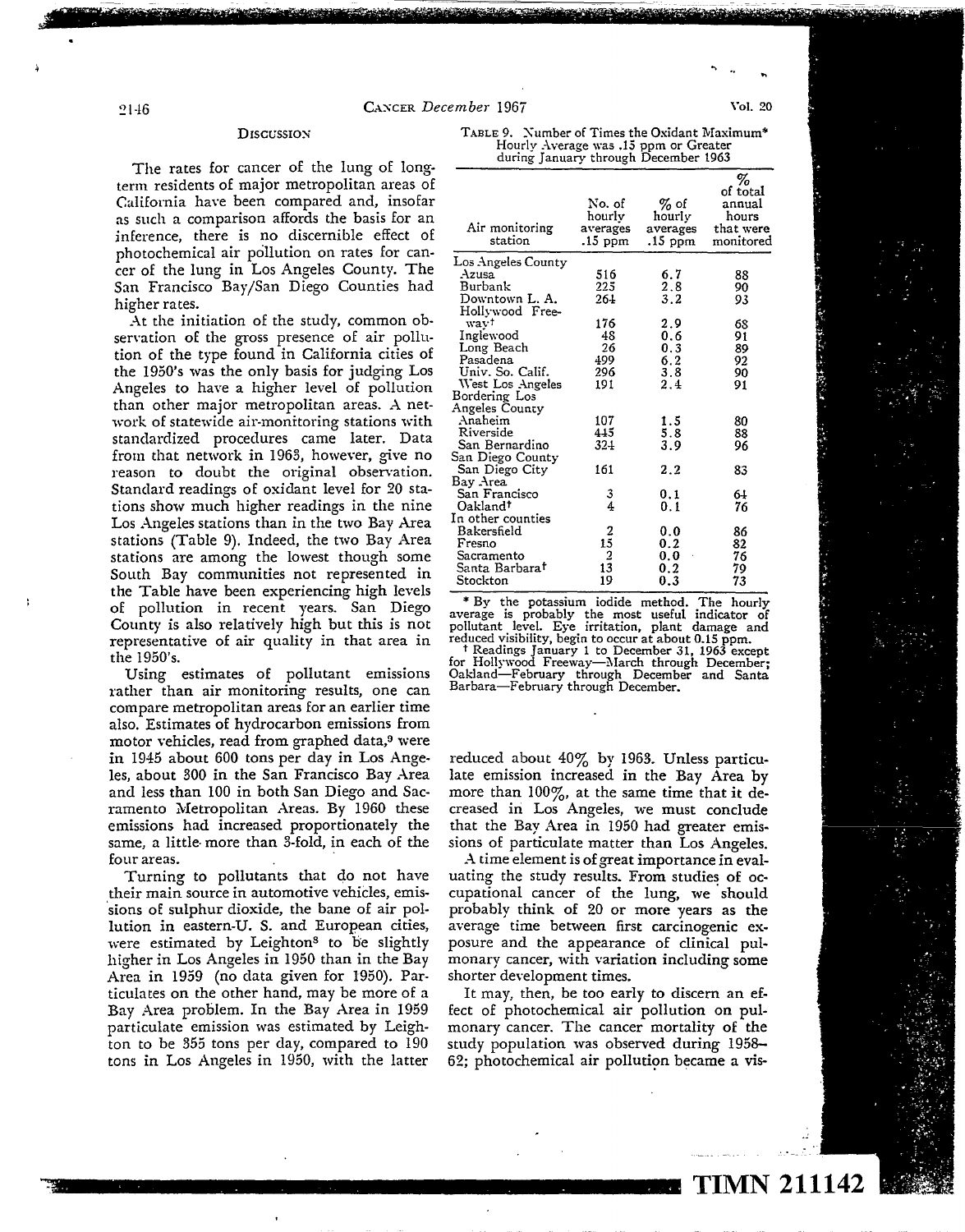## Discussion

The rates for cancer of the lung of long-term residents of major metropolitan areas of California have been compared and, insofar as such a comparison affords the basis for an inference, there is no discernible effect of photochemical air pollution on rates for cancer of the lung in Los Angeles County. The San Francisco Bay/San Diego Counties had higher rates.

At the initiation of the study, common observation of the gross presence of air pollution of the type found in California cities of the 1950's was the only basis for judging Los Angeles to have a higher level of pollution than other major metropolitan areas. A network of statewide air-monitoring stations with standardized procedures came later. Data from that network in 1963, however, give no reason to doubt the original observation. Standard readings of oxidant level for 20 stations show much higher readings in the nine Los Angeles stations than in the two Bay Area stations (Table 9). Indeed, the two Bay Area stations are among the lowest though some South Bay communities not represented in the Table have been experiencing high levels of pollution in recent years. San Diego County is also relatively high but this is not representative of air quality in that area in the 1950's.

TABLE 9. Number of Times the Oxidant Maximum* Hourly Average was .15 ppm or Greater during January through December 1963

| Air monitoring station | No. of hourly averages .15 ppm | % of hourly averages .15 ppm | % of total annual hours that were monitored |
|---|---|---|---|
| Los Angeles County | | | |
| Azusa | 516 | 6.7 | 88 |
| Burbank | 225 | 2.8 | 90 |
| Downtown L. A. | 264 | 3.2 | 93 |
| Hollywood Freeway† | 176 | 2.9 | 68 |
| Inglewood | 48 | 0.6 | 91 |
| Long Beach | 26 | 0.3 | 89 |
| Pasadena | 499 | 6.2 | 92 |
| Univ. So. Calif. | 296 | 3.8 | 90 |
| West Los Angeles | 191 | 2.4 | 91 |
| Bordering Los Angeles County | | | |
| Anaheim | 107 | 1.5 | 80 |
| Riverside | 445 | 5.8 | 88 |
| San Bernardino | 324 | 3.9 | 96 |
| San Diego County | | | |
| San Diego City | 161 | 2.2 | 83 |
| Bay Area | | | |
| San Francisco | 3 | 0.1 | 64 |
| Oakland† | 4 | 0.1 | 76 |
| In other counties | | | |
| Bakersfield | 2 | 0.0 | 86 |
| Fresno | 15 | 0.2 | 82 |
| Sacramento | 2 | 0.0 | 76 |
| Santa Barbara† | 13 | 0.2 | 79 |
| Stockton | 19 | 0.3 | 73 |

\* By the potassium iodide method. The hourly average is probably the most useful indicator of pollutant level. Eye irritation, plant damage and reduced visibility, begin to occur at about 0.15 ppm.

† Readings January 1 to December 31, 1963 except for Hollywood Freeway—March through December; Oakland—February through December and Santa Barbara—February through December.

Using estimates of pollutant emissions rather than air monitoring results, one can compare metropolitan areas for an earlier time also. Estimates of hydrocarbon emissions from motor vehicles, read from graphed data,[9] were in 1945 about 600 tons per day in Los Angeles, about 300 in the San Francisco Bay Area and less than 100 in both San Diego and Sacramento Metropolitan Areas. By 1960 these emissions had increased proportionately the same, a little more than 3-fold, in each of the four areas.

Turning to pollutants that do not have their main source in automotive vehicles, emissions of sulphur dioxide, the bane of air pollution in eastern-U. S. and European cities, were estimated by Leighton[8] to be slightly higher in Los Angeles in 1950 than in the Bay Area in 1959 (no data given for 1950). Particulates on the other hand, may be more of a Bay Area problem. In the Bay Area in 1959 particulate emission was estimated by Leighton to be 355 tons per day, compared to 190 tons in Los Angeles in 1950, with the latter reduced about 40% by 1963. Unless particulate emission increased in the Bay Area by more than 100%, at the same time that it decreased in Los Angeles, we must conclude that the Bay Area in 1950 had greater emissions of particulate matter than Los Angeles.

A time element is of great importance in evaluating the study results. From studies of occupational cancer of the lung, we should probably think of 20 or more years as the average time between first carcinogenic exposure and the appearance of clinical pulmonary cancer, with variation including some shorter development times.

It may, then, be too early to discern an effect of photochemical air pollution on pulmonary cancer. The cancer mortality of the study population was observed during 1958–62; photochemical air pollution became a vis-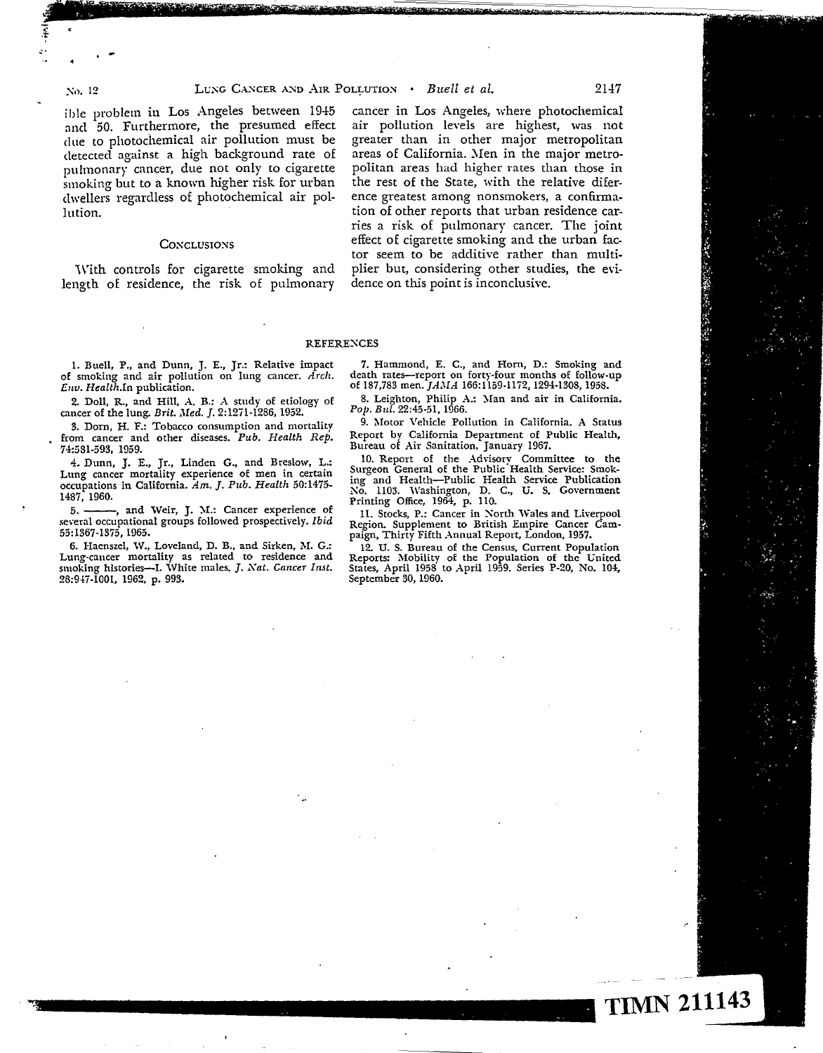ible problem in Los Angeles between 1945 and 50. Furthermore, the presumed effect due to photochemical air pollution must be detected against a high background rate of pulmonary cancer, due not only to cigarette smoking but to a known higher risk for urban dwellers regardless of photochemical air pollution.

## Conclusions

With controls for cigarette smoking and length of residence, the risk of pulmonary cancer in Los Angeles, where photochemical air pollution levels are highest, was not greater than in other major metropolitan areas of California. Men in the major metropolitan areas had higher rates than those in the rest of the State, with the relative diference greatest among nonsmokers, a confirmation of other reports that urban residence carries a risk of pulmonary cancer. The joint effect of cigarette smoking and the urban factor seem to be additive rather than multiplier but, considering other studies, the evidence on this point is inconclusive.

## References

1. Buell, P., and Dunn, J. E., Jr.: Relative impact of smoking and air pollution on lung cancer. *Arch. Env. Health.*In publication.
2. Doll, R., and Hill, A. B.: A study of etiology of cancer of the lung. *Brit. Med. J.* 2:1271-1286, 1952.
3. Dorn, H. F.: Tobacco consumption and mortality from cancer and other diseases. *Pub. Health Rep.* 74:581-593, 1959.
4. Dunn, J. E., Jr., Linden G., and Breslow, L.: Lung cancer mortality experience of men in certain occupations in California. *Am. J. Pub. Health* 50:1475-1487, 1960.
5. ———, and Weir, J. M.: Cancer experience of several occupational groups followed prospectively. *Ibid* 55:1367-1375, 1965.
6. Haenszel, W., Loveland, D. B., and Sirken, M. G.: Lung-cancer mortality as related to residence and smoking histories—I. White males. *J. Nat. Cancer Inst.* 28:947-1001, 1962, p. 993.
7. Hammond, E. C., and Horn, D.: Smoking and death rates—report on forty-four months of follow-up of 187,783 men. *JAMA* 166:1159-1172, 1294-1308, 1958.
8. Leighton, Philip A.: Man and air in California. *Pop. Bul.* 22:45-51, 1966.
9. Motor Vehicle Pollution in California. A Status Report by California Department of Public Health, Bureau of Air Sanitation, January 1967.
10. Report of the Advisory Committee to the Surgeon General of the Public Health Service: Smoking and Health—Public Health Service Publication No. 1103. Washington, D. C., U. S. Government Printing Office, 1964, p. 110.
11. Stocks, P.: Cancer in North Wales and Liverpool Region. Supplement to British Empire Cancer Campaign, Thirty Fifth Annual Report, London, 1957.
12. U. S. Bureau of the Census, Current Population Reports: Mobility of the Population of the United States, April 1958 to April 1959. Series P-20, No. 104, September 30, 1960.

TIMN 211143